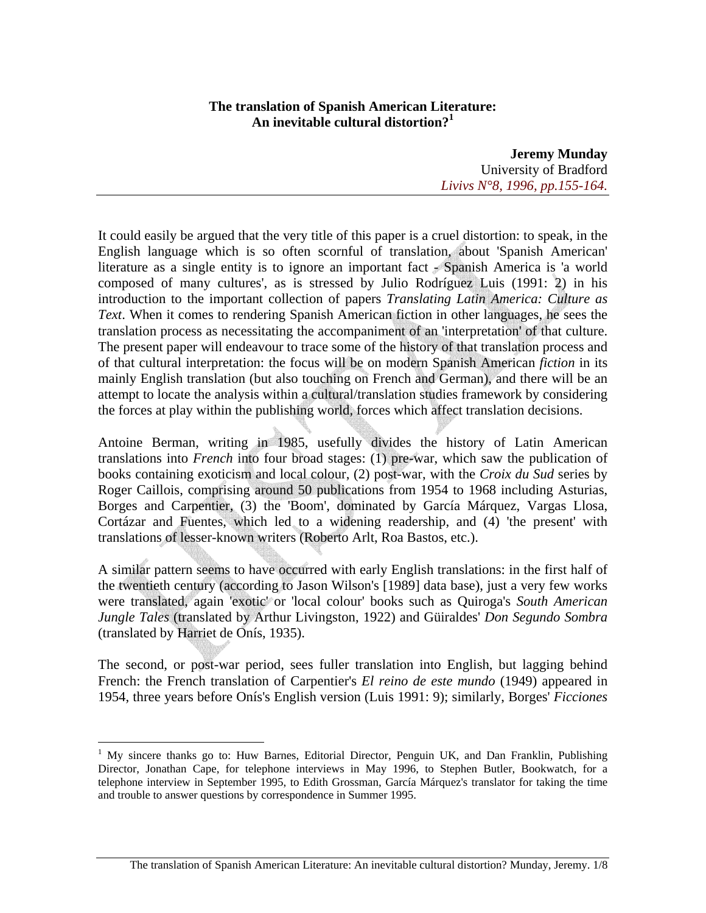**The translation of Spanish American Literature: An inevitable cultural distortion?[1]**

**Jeremy Munday**
University of Bradford
*Livivs N°8, 1996, pp.155-164.*

---

It could easily be argued that the very title of this paper is a cruel distortion: to speak, in the English language which is so often scornful of translation, about 'Spanish American' literature as a single entity is to ignore an important fact - Spanish America is 'a world composed of many cultures', as is stressed by Julio Rodríguez Luis (1991: 2) in his introduction to the important collection of papers *Translating Latin America: Culture as Text*. When it comes to rendering Spanish American fiction in other languages, he sees the translation process as necessitating the accompaniment of an 'interpretation' of that culture. The present paper will endeavour to trace some of the history of that translation process and of that cultural interpretation: the focus will be on modern Spanish American *fiction* in its mainly English translation (but also touching on French and German), and there will be an attempt to locate the analysis within a cultural/translation studies framework by considering the forces at play within the publishing world, forces which affect translation decisions.

Antoine Berman, writing in 1985, usefully divides the history of Latin American translations into *French* into four broad stages: (1) pre-war, which saw the publication of books containing exoticism and local colour, (2) post-war, with the *Croix du Sud* series by Roger Caillois, comprising around 50 publications from 1954 to 1968 including Asturias, Borges and Carpentier, (3) the 'Boom', dominated by García Márquez, Vargas Llosa, Cortázar and Fuentes, which led to a widening readership, and (4) 'the present' with translations of lesser-known writers (Roberto Arlt, Roa Bastos, etc.).

A similar pattern seems to have occurred with early English translations: in the first half of the twentieth century (according to Jason Wilson's [1989] data base), just a very few works were translated, again 'exotic' or 'local colour' books such as Quiroga's *South American Jungle Tales* (translated by Arthur Livingston, 1922) and Güiraldes' *Don Segundo Sombra* (translated by Harriet de Onís, 1935).

The second, or post-war period, sees fuller translation into English, but lagging behind French: the French translation of Carpentier's *El reino de este mundo* (1949) appeared in 1954, three years before Onís's English version (Luis 1991: 9); similarly, Borges' *Ficciones*

---

[1] My sincere thanks go to: Huw Barnes, Editorial Director, Penguin UK, and Dan Franklin, Publishing Director, Jonathan Cape, for telephone interviews in May 1996, to Stephen Butler, Bookwatch, for a telephone interview in September 1995, to Edith Grossman, García Márquez's translator for taking the time and trouble to answer questions by correspondence in Summer 1995.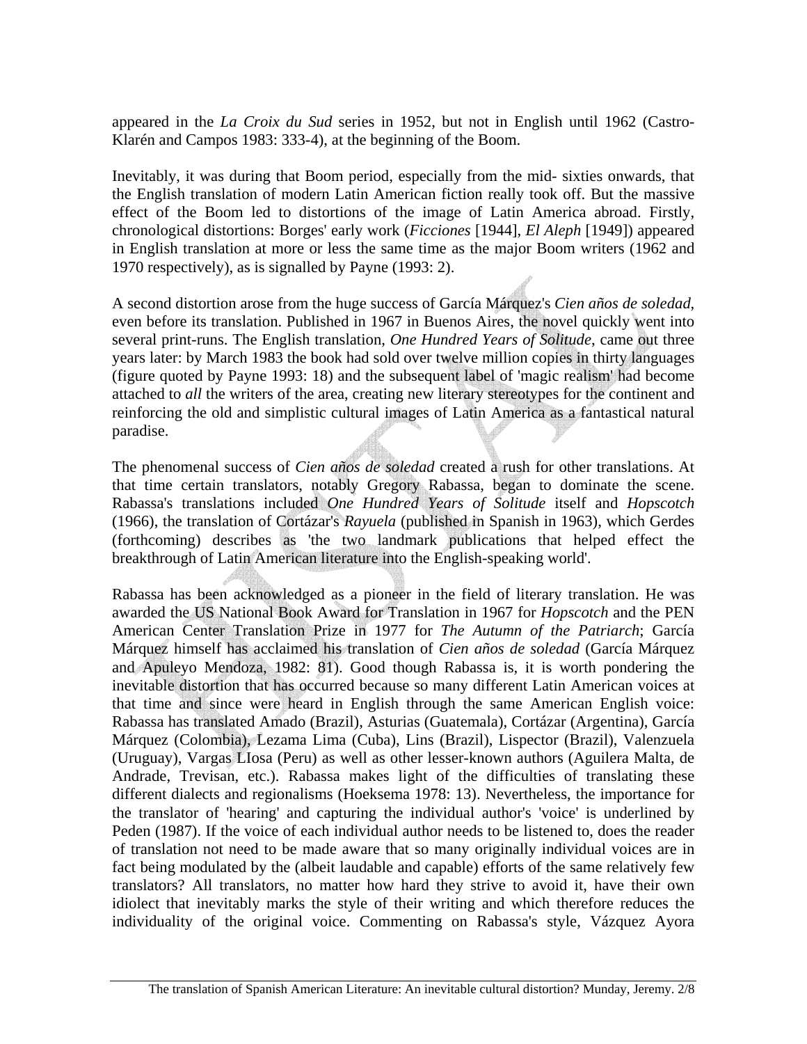appeared in the *La Croix du Sud* series in 1952, but not in English until 1962 (Castro-Klarén and Campos 1983: 333-4), at the beginning of the Boom.

Inevitably, it was during that Boom period, especially from the mid- sixties onwards, that the English translation of modern Latin American fiction really took off. But the massive effect of the Boom led to distortions of the image of Latin America abroad. Firstly, chronological distortions: Borges' early work (*Ficciones* [1944], *El Aleph* [1949]) appeared in English translation at more or less the same time as the major Boom writers (1962 and 1970 respectively), as is signalled by Payne (1993: 2).

A second distortion arose from the huge success of García Márquez's *Cien años de soledad*, even before its translation. Published in 1967 in Buenos Aires, the novel quickly went into several print-runs. The English translation, *One Hundred Years of Solitude*, came out three years later: by March 1983 the book had sold over twelve million copies in thirty languages (figure quoted by Payne 1993: 18) and the subsequent label of 'magic realism' had become attached to *all* the writers of the area, creating new literary stereotypes for the continent and reinforcing the old and simplistic cultural images of Latin America as a fantastical natural paradise.

The phenomenal success of *Cien años de soledad* created a rush for other translations. At that time certain translators, notably Gregory Rabassa, began to dominate the scene. Rabassa's translations included *One Hundred Years of Solitude* itself and *Hopscotch* (1966), the translation of Cortázar's *Rayuela* (published in Spanish in 1963), which Gerdes (forthcoming) describes as 'the two landmark publications that helped effect the breakthrough of Latin American literature into the English-speaking world'.

Rabassa has been acknowledged as a pioneer in the field of literary translation. He was awarded the US National Book Award for Translation in 1967 for *Hopscotch* and the PEN American Center Translation Prize in 1977 for *The Autumn of the Patriarch*; García Márquez himself has acclaimed his translation of *Cien años de soledad* (García Márquez and Apuleyo Mendoza, 1982: 81). Good though Rabassa is, it is worth pondering the inevitable distortion that has occurred because so many different Latin American voices at that time and since were heard in English through the same American English voice: Rabassa has translated Amado (Brazil), Asturias (Guatemala), Cortázar (Argentina), García Márquez (Colombia), Lezama Lima (Cuba), Lins (Brazil), Lispector (Brazil), Valenzuela (Uruguay), Vargas LIosa (Peru) as well as other lesser-known authors (Aguilera Malta, de Andrade, Trevisan, etc.). Rabassa makes light of the difficulties of translating these different dialects and regionalisms (Hoeksema 1978: 13). Nevertheless, the importance for the translator of 'hearing' and capturing the individual author's 'voice' is underlined by Peden (1987). If the voice of each individual author needs to be listened to, does the reader of translation not need to be made aware that so many originally individual voices are in fact being modulated by the (albeit laudable and capable) efforts of the same relatively few translators? All translators, no matter how hard they strive to avoid it, have their own idiolect that inevitably marks the style of their writing and which therefore reduces the individuality of the original voice. Commenting on Rabassa's style, Vázquez Ayora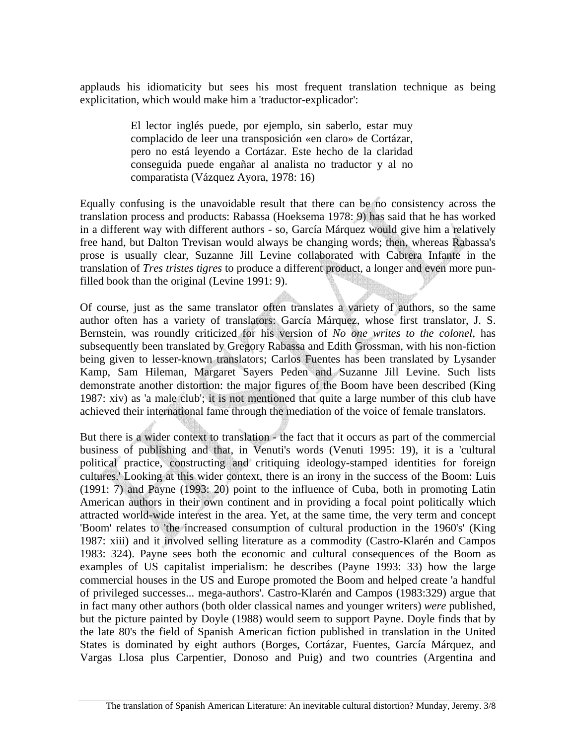applauds his idiomaticity but sees his most frequent translation technique as being explicitation, which would make him a 'traductor-explicador':

> El lector inglés puede, por ejemplo, sin saberlo, estar muy complacido de leer una transposición «en claro» de Cortázar, pero no está leyendo a Cortázar. Este hecho de la claridad conseguida puede engañar al analista no traductor y al no comparatista (Vázquez Ayora, 1978: 16)

Equally confusing is the unavoidable result that there can be no consistency across the translation process and products: Rabassa (Hoeksema 1978: 9) has said that he has worked in a different way with different authors - so, García Márquez would give him a relatively free hand, but Dalton Trevisan would always be changing words; then, whereas Rabassa's prose is usually clear, Suzanne Jill Levine collaborated with Cabrera Infante in the translation of *Tres tristes tigres* to produce a different product, a longer and even more pun-filled book than the original (Levine 1991: 9).

Of course, just as the same translator often translates a variety of authors, so the same author often has a variety of translators: García Márquez, whose first translator, J. S. Bernstein, was roundly criticized for his version of *No one writes to the colonel*, has subsequently been translated by Gregory Rabassa and Edith Grossman, with his non-fiction being given to lesser-known translators; Carlos Fuentes has been translated by Lysander Kamp, Sam Hileman, Margaret Sayers Peden and Suzanne Jill Levine. Such lists demonstrate another distortion: the major figures of the Boom have been described (King 1987: xiv) as 'a male club'; it is not mentioned that quite a large number of this club have achieved their international fame through the mediation of the voice of female translators.

But there is a wider context to translation - the fact that it occurs as part of the commercial business of publishing and that, in Venuti's words (Venuti 1995: 19), it is a 'cultural political practice, constructing and critiquing ideology-stamped identities for foreign cultures.' Looking at this wider context, there is an irony in the success of the Boom: Luis (1991: 7) and Payne (1993: 20) point to the influence of Cuba, both in promoting Latin American authors in their own continent and in providing a focal point politically which attracted world-wide interest in the area. Yet, at the same time, the very term and concept 'Boom' relates to 'the increased consumption of cultural production in the 1960's' (King 1987: xiii) and it involved selling literature as a commodity (Castro-Klarén and Campos 1983: 324). Payne sees both the economic and cultural consequences of the Boom as examples of US capitalist imperialism: he describes (Payne 1993: 33) how the large commercial houses in the US and Europe promoted the Boom and helped create 'a handful of privileged successes... mega-authors'. Castro-Klarén and Campos (1983:329) argue that in fact many other authors (both older classical names and younger writers) *were* published, but the picture painted by Doyle (1988) would seem to support Payne. Doyle finds that by the late 80's the field of Spanish American fiction published in translation in the United States is dominated by eight authors (Borges, Cortázar, Fuentes, García Márquez, and Vargas Llosa plus Carpentier, Donoso and Puig) and two countries (Argentina and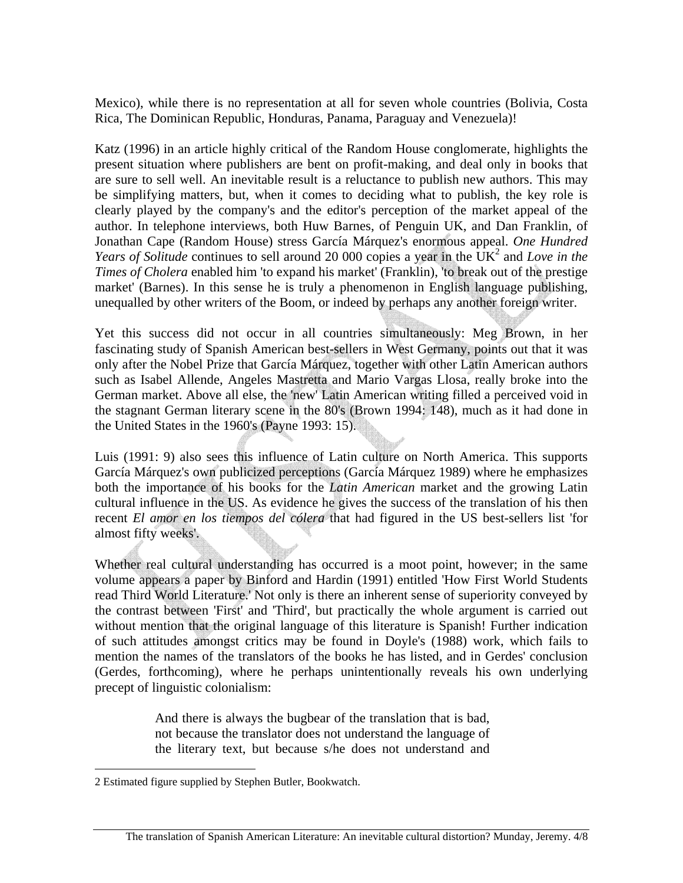Mexico), while there is no representation at all for seven whole countries (Bolivia, Costa Rica, The Dominican Republic, Honduras, Panama, Paraguay and Venezuela)!

Katz (1996) in an article highly critical of the Random House conglomerate, highlights the present situation where publishers are bent on profit-making, and deal only in books that are sure to sell well. An inevitable result is a reluctance to publish new authors. This may be simplifying matters, but, when it comes to deciding what to publish, the key role is clearly played by the company's and the editor's perception of the market appeal of the author. In telephone interviews, both Huw Barnes, of Penguin UK, and Dan Franklin, of Jonathan Cape (Random House) stress García Márquez's enormous appeal. *One Hundred Years of Solitude* continues to sell around 20 000 copies a year in the UK[2] and *Love in the Times of Cholera* enabled him 'to expand his market' (Franklin), 'to break out of the prestige market' (Barnes). In this sense he is truly a phenomenon in English language publishing, unequalled by other writers of the Boom, or indeed by perhaps any another foreign writer.

Yet this success did not occur in all countries simultaneously: Meg Brown, in her fascinating study of Spanish American best-sellers in West Germany, points out that it was only after the Nobel Prize that García Márquez, together with other Latin American authors such as Isabel Allende, Angeles Mastretta and Mario Vargas Llosa, really broke into the German market. Above all else, the 'new' Latin American writing filled a perceived void in the stagnant German literary scene in the 80's (Brown 1994: 148), much as it had done in the United States in the 1960's (Payne 1993: 15).

Luis (1991: 9) also sees this influence of Latin culture on North America. This supports García Márquez's own publicized perceptions (García Márquez 1989) where he emphasizes both the importance of his books for the *Latin American* market and the growing Latin cultural influence in the US. As evidence he gives the success of the translation of his then recent *El amor en los tiempos del cólera* that had figured in the US best-sellers list 'for almost fifty weeks'.

Whether real cultural understanding has occurred is a moot point, however; in the same volume appears a paper by Binford and Hardin (1991) entitled 'How First World Students read Third World Literature.' Not only is there an inherent sense of superiority conveyed by the contrast between 'First' and 'Third', but practically the whole argument is carried out without mention that the original language of this literature is Spanish! Further indication of such attitudes amongst critics may be found in Doyle's (1988) work, which fails to mention the names of the translators of the books he has listed, and in Gerdes' conclusion (Gerdes, forthcoming), where he perhaps unintentionally reveals his own underlying precept of linguistic colonialism:

> And there is always the bugbear of the translation that is bad, not because the translator does not understand the language of the literary text, but because s/he does not understand and

---

2 Estimated figure supplied by Stephen Butler, Bookwatch.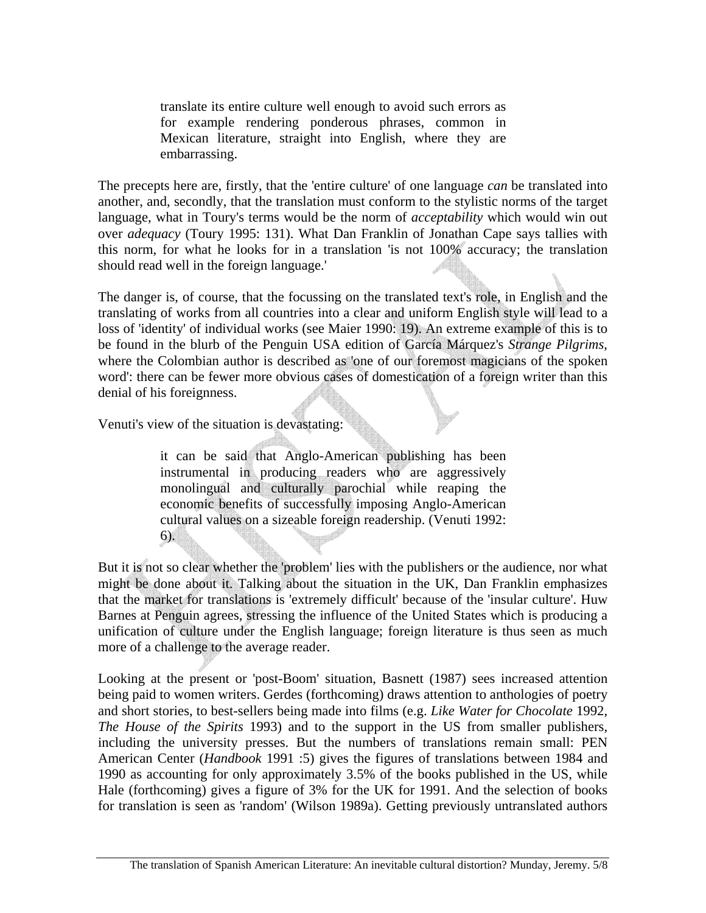> translate its entire culture well enough to avoid such errors as for example rendering ponderous phrases, common in Mexican literature, straight into English, where they are embarrassing.

The precepts here are, firstly, that the 'entire culture' of one language *can* be translated into another, and, secondly, that the translation must conform to the stylistic norms of the target language, what in Toury's terms would be the norm of *acceptability* which would win out over *adequacy* (Toury 1995: 131). What Dan Franklin of Jonathan Cape says tallies with this norm, for what he looks for in a translation 'is not 100% accuracy; the translation should read well in the foreign language.'

The danger is, of course, that the focussing on the translated text's role, in English and the translating of works from all countries into a clear and uniform English style will lead to a loss of 'identity' of individual works (see Maier 1990: 19). An extreme example of this is to be found in the blurb of the Penguin USA edition of García Márquez's *Strange Pilgrims*, where the Colombian author is described as 'one of our foremost magicians of the spoken word': there can be fewer more obvious cases of domestication of a foreign writer than this denial of his foreignness.

Venuti's view of the situation is devastating:

> it can be said that Anglo-American publishing has been instrumental in producing readers who are aggressively monolingual and culturally parochial while reaping the economic benefits of successfully imposing Anglo-American cultural values on a sizeable foreign readership. (Venuti 1992: 6).

But it is not so clear whether the 'problem' lies with the publishers or the audience, nor what might be done about it. Talking about the situation in the UK, Dan Franklin emphasizes that the market for translations is 'extremely difficult' because of the 'insular culture'. Huw Barnes at Penguin agrees, stressing the influence of the United States which is producing a unification of culture under the English language; foreign literature is thus seen as much more of a challenge to the average reader.

Looking at the present or 'post-Boom' situation, Basnett (1987) sees increased attention being paid to women writers. Gerdes (forthcoming) draws attention to anthologies of poetry and short stories, to best-sellers being made into films (e.g. *Like Water for Chocolate* 1992, *The House of the Spirits* 1993) and to the support in the US from smaller publishers, including the university presses. But the numbers of translations remain small: PEN American Center (*Handbook* 1991 :5) gives the figures of translations between 1984 and 1990 as accounting for only approximately 3.5% of the books published in the US, while Hale (forthcoming) gives a figure of 3% for the UK for 1991. And the selection of books for translation is seen as 'random' (Wilson 1989a). Getting previously untranslated authors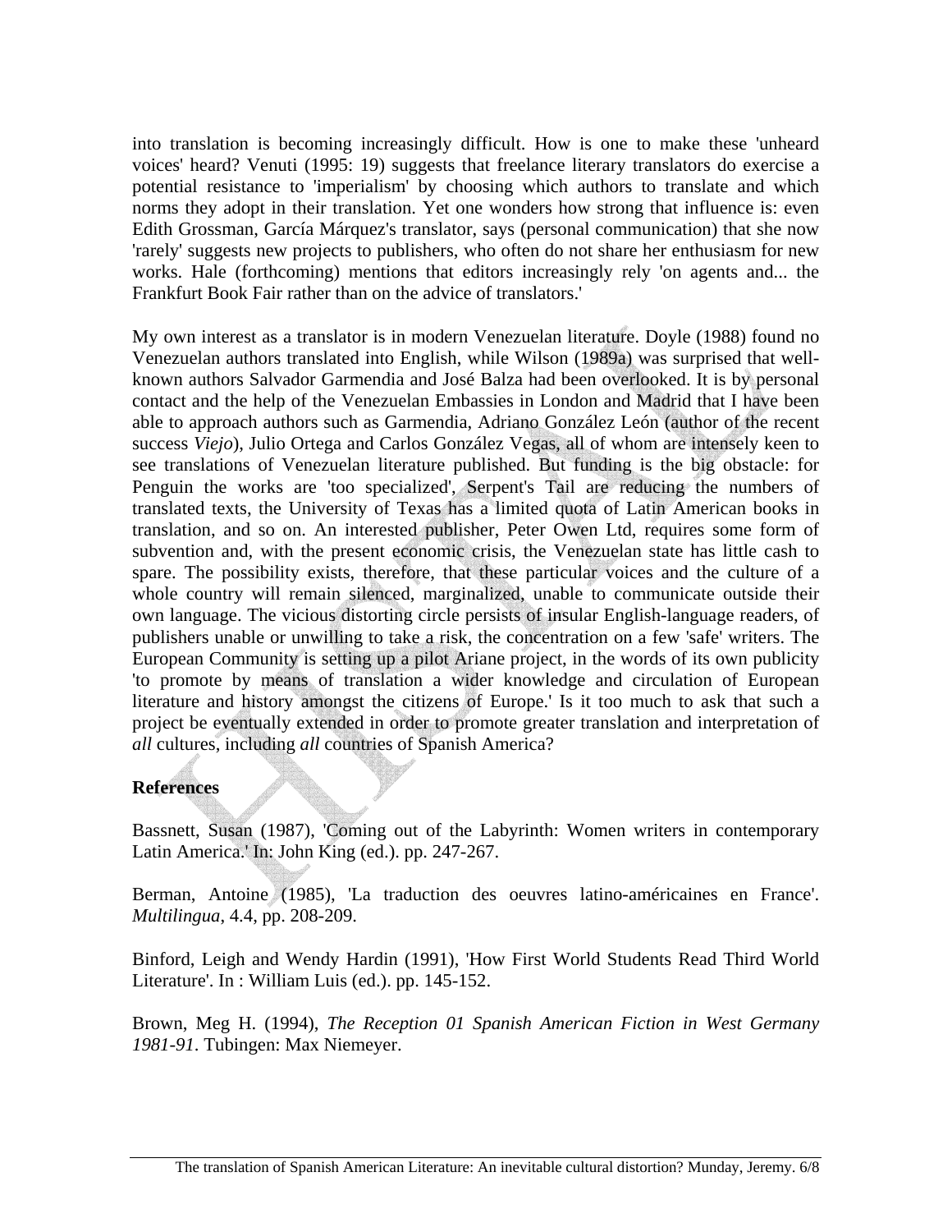into translation is becoming increasingly difficult. How is one to make these 'unheard voices' heard? Venuti (1995: 19) suggests that freelance literary translators do exercise a potential resistance to 'imperialism' by choosing which authors to translate and which norms they adopt in their translation. Yet one wonders how strong that influence is: even Edith Grossman, García Márquez's translator, says (personal communication) that she now 'rarely' suggests new projects to publishers, who often do not share her enthusiasm for new works. Hale (forthcoming) mentions that editors increasingly rely 'on agents and... the Frankfurt Book Fair rather than on the advice of translators.'

My own interest as a translator is in modern Venezuelan literature. Doyle (1988) found no Venezuelan authors translated into English, while Wilson (1989a) was surprised that well-known authors Salvador Garmendia and José Balza had been overlooked. It is by personal contact and the help of the Venezuelan Embassies in London and Madrid that I have been able to approach authors such as Garmendia, Adriano González León (author of the recent success *Viejo*), Julio Ortega and Carlos González Vegas, all of whom are intensely keen to see translations of Venezuelan literature published. But funding is the big obstacle: for Penguin the works are 'too specialized', Serpent's Tail are reducing the numbers of translated texts, the University of Texas has a limited quota of Latin American books in translation, and so on. An interested publisher, Peter Owen Ltd, requires some form of subvention and, with the present economic crisis, the Venezuelan state has little cash to spare. The possibility exists, therefore, that these particular voices and the culture of a whole country will remain silenced, marginalized, unable to communicate outside their own language. The vicious distorting circle persists of insular English-language readers, of publishers unable or unwilling to take a risk, the concentration on a few 'safe' writers. The European Community is setting up a pilot Ariane project, in the words of its own publicity 'to promote by means of translation a wider knowledge and circulation of European literature and history amongst the citizens of Europe.' Is it too much to ask that such a project be eventually extended in order to promote greater translation and interpretation of *all* cultures, including *all* countries of Spanish America?

**References**

Bassnett, Susan (1987), 'Coming out of the Labyrinth: Women writers in contemporary Latin America.' In: John King (ed.). pp. 247-267.

Berman, Antoine (1985), 'La traduction des oeuvres latino-américaines en France'. *Multilingua*, 4.4, pp. 208-209.

Binford, Leigh and Wendy Hardin (1991), 'How First World Students Read Third World Literature'. In : William Luis (ed.). pp. 145-152.

Brown, Meg H. (1994), *The Reception 01 Spanish American Fiction in West Germany 1981-91*. Tubingen: Max Niemeyer.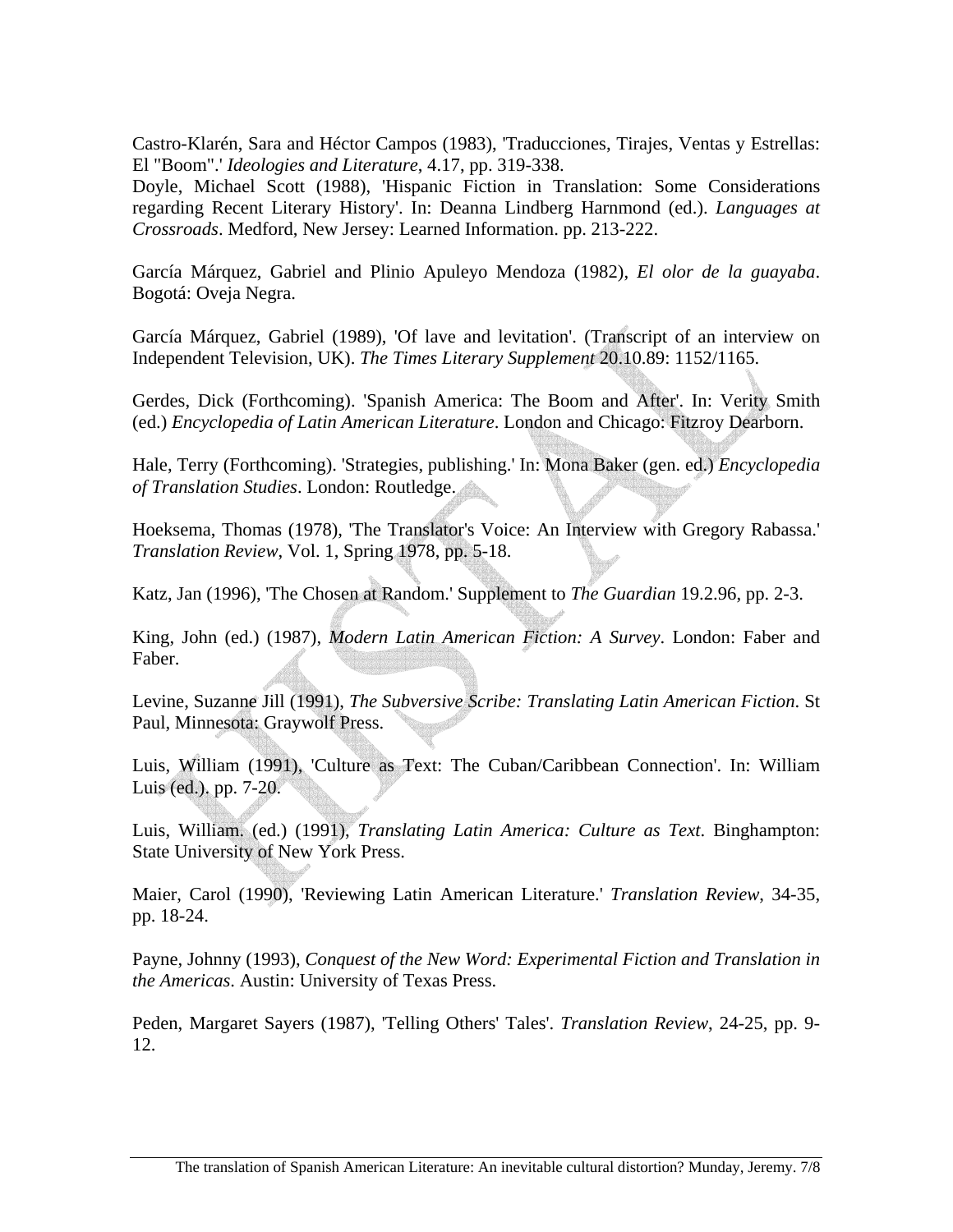Castro-Klarén, Sara and Héctor Campos (1983), 'Traducciones, Tirajes, Ventas y Estrellas: El "Boom".' *Ideologies and Literature*, 4.17, pp. 319-338.

Doyle, Michael Scott (1988), 'Hispanic Fiction in Translation: Some Considerations regarding Recent Literary History'. In: Deanna Lindberg Harnmond (ed.). *Languages at Crossroads*. Medford, New Jersey: Learned Information. pp. 213-222.

García Márquez, Gabriel and Plinio Apuleyo Mendoza (1982), *El olor de la guayaba*. Bogotá: Oveja Negra.

García Márquez, Gabriel (1989), 'Of lave and levitation'. (Transcript of an interview on Independent Television, UK). *The Times Literary Supplement* 20.10.89: 1152/1165.

Gerdes, Dick (Forthcoming). 'Spanish America: The Boom and After'. In: Verity Smith (ed.) *Encyclopedia of Latin American Literature*. London and Chicago: Fitzroy Dearborn.

Hale, Terry (Forthcoming). 'Strategies, publishing.' In: Mona Baker (gen. ed.) *Encyclopedia of Translation Studies*. London: Routledge.

Hoeksema, Thomas (1978), 'The Translator's Voice: An Interview with Gregory Rabassa.' *Translation Review*, Vol. 1, Spring 1978, pp. 5-18.

Katz, Jan (1996), 'The Chosen at Random.' Supplement to *The Guardian* 19.2.96, pp. 2-3.

King, John (ed.) (1987), *Modern Latin American Fiction: A Survey*. London: Faber and Faber.

Levine, Suzanne Jill (1991), *The Subversive Scribe: Translating Latin American Fiction*. St Paul, Minnesota: Graywolf Press.

Luis, William (1991), 'Culture as Text: The Cuban/Caribbean Connection'. In: William Luis (ed.). pp. 7-20.

Luis, William. (ed.) (1991), *Translating Latin America: Culture as Text*. Binghampton: State University of New York Press.

Maier, Carol (1990), 'Reviewing Latin American Literature.' *Translation Review*, 34-35, pp. 18-24.

Payne, Johnny (1993), *Conquest of the New Word: Experimental Fiction and Translation in the Americas*. Austin: University of Texas Press.

Peden, Margaret Sayers (1987), 'Telling Others' Tales'. *Translation Review*, 24-25, pp. 9-12.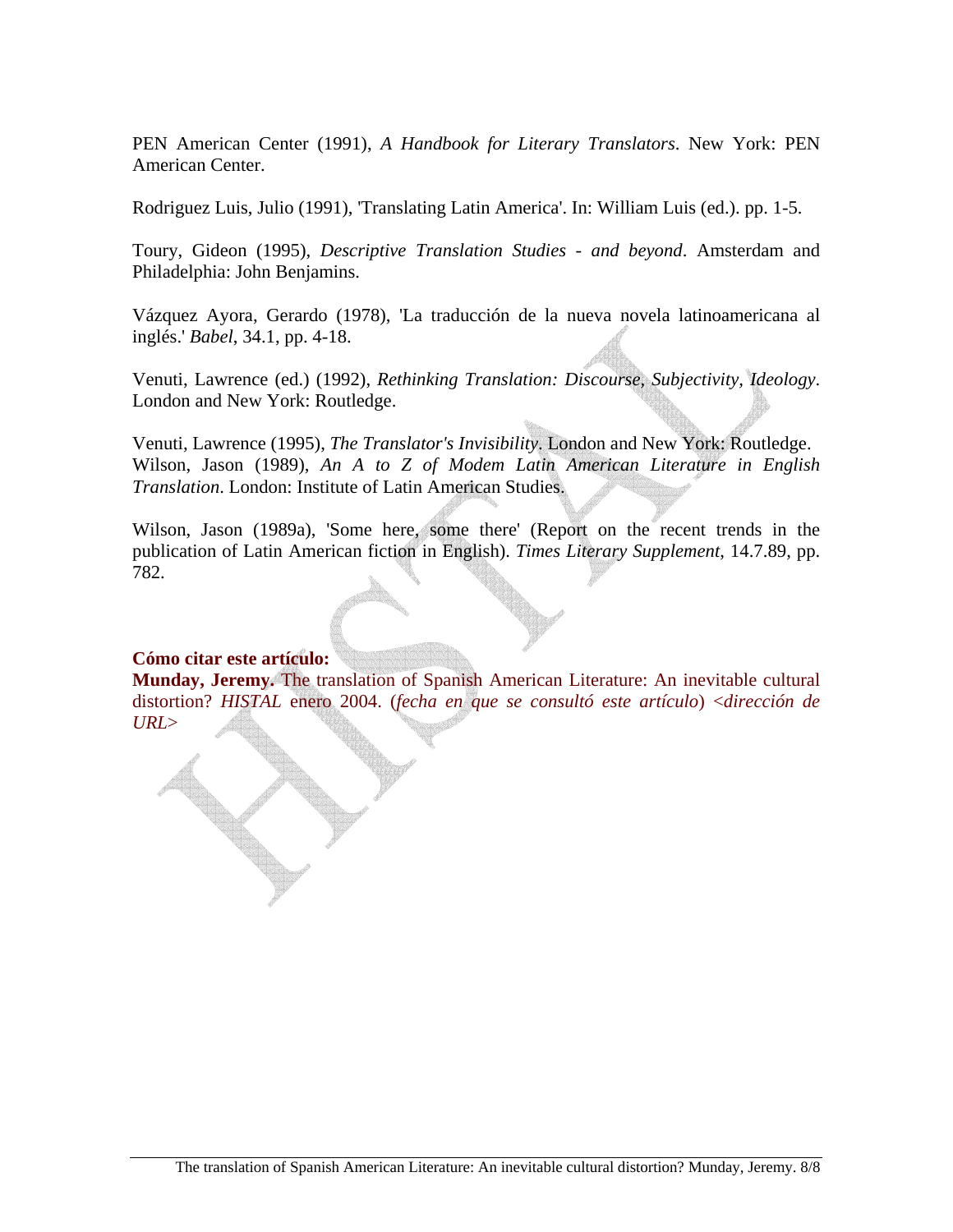PEN American Center (1991), *A Handbook for Literary Translators*. New York: PEN American Center.

Rodriguez Luis, Julio (1991), 'Translating Latin America'. In: William Luis (ed.). pp. 1-5.

Toury, Gideon (1995), *Descriptive Translation Studies - and beyond*. Amsterdam and Philadelphia: John Benjamins.

Vázquez Ayora, Gerardo (1978), 'La traducción de la nueva novela latinoamericana al inglés.' *Babel*, 34.1, pp. 4-18.

Venuti, Lawrence (ed.) (1992), *Rethinking Translation: Discourse, Subjectivity, Ideology*. London and New York: Routledge.

Venuti, Lawrence (1995), *The Translator's Invisibility*. London and New York: Routledge.
Wilson, Jason (1989), *An A to Z of Modem Latin American Literature in English Translation*. London: Institute of Latin American Studies.

Wilson, Jason (1989a), 'Some here, some there' (Report on the recent trends in the publication of Latin American fiction in English). *Times Literary Supplement*, 14.7.89, pp. 782.

**Cómo citar este artículo:**
**Munday, Jeremy.** The translation of Spanish American Literature: An inevitable cultural distortion? *HISTAL* enero 2004. (*fecha en que se consultó este artículo*) <*dirección de URL*>